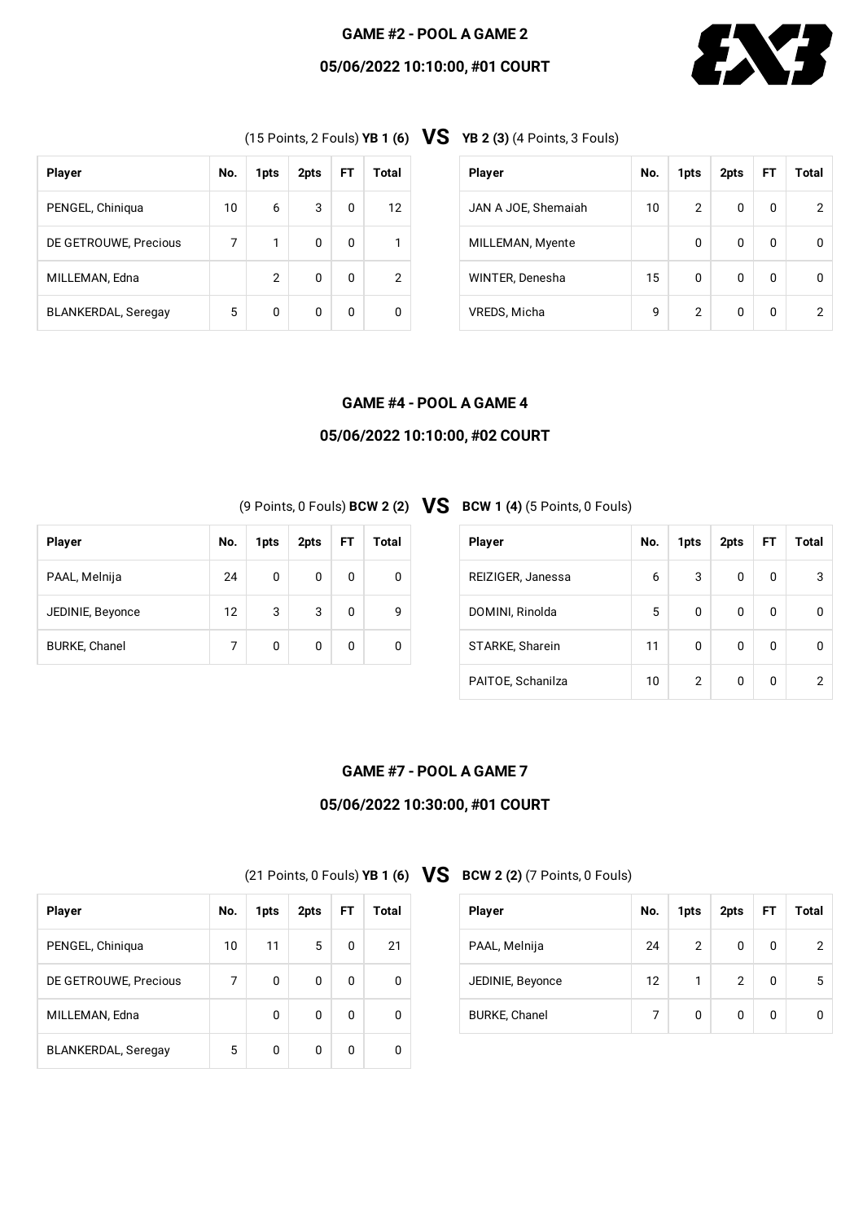## GAME #2 - POOL A GAME 2

### 05/06/2022 10:10:00, #01 COURT

(15 Points, 2 Fouls) **YB 1 (6)** **VS** **YB 2 (3)** (4 Points, 3 Fouls)

| Player | No. | 1pts | 2pts | FT | Total |
|---|---|---|---|---|---|
| PENGEL, Chiniqua | 10 | 6 | 3 | 0 | 12 |
| DE GETROUWE, Precious | 7 | 1 | 0 | 0 | 1 |
| MILLEMAN, Edna | | 2 | 0 | 0 | 2 |
| BLANKERDAL, Seregay | 5 | 0 | 0 | 0 | 0 |

| Player | No. | 1pts | 2pts | FT | Total |
|---|---|---|---|---|---|
| JAN A JOE, Shemaiah | 10 | 2 | 0 | 0 | 2 |
| MILLEMAN, Myente | | 0 | 0 | 0 | 0 |
| WINTER, Denesha | 15 | 0 | 0 | 0 | 0 |
| VREDS, Micha | 9 | 2 | 0 | 0 | 2 |

## GAME #4 - POOL A GAME 4

### 05/06/2022 10:10:00, #02 COURT

(9 Points, 0 Fouls) **BCW 2 (2)** **VS** **BCW 1 (4)** (5 Points, 0 Fouls)

| Player | No. | 1pts | 2pts | FT | Total |
|---|---|---|---|---|---|
| PAAL, Melnija | 24 | 0 | 0 | 0 | 0 |
| JEDINIE, Beyonce | 12 | 3 | 3 | 0 | 9 |
| BURKE, Chanel | 7 | 0 | 0 | 0 | 0 |

| Player | No. | 1pts | 2pts | FT | Total |
|---|---|---|---|---|---|
| REIZIGER, Janessa | 6 | 3 | 0 | 0 | 3 |
| DOMINI, Rinolda | 5 | 0 | 0 | 0 | 0 |
| STARKE, Sharein | 11 | 0 | 0 | 0 | 0 |
| PAITOE, Schanilza | 10 | 2 | 0 | 0 | 2 |

## GAME #7 - POOL A GAME 7

### 05/06/2022 10:30:00, #01 COURT

(21 Points, 0 Fouls) **YB 1 (6)** **VS** **BCW 2 (2)** (7 Points, 0 Fouls)

| Player | No. | 1pts | 2pts | FT | Total |
|---|---|---|---|---|---|
| PENGEL, Chiniqua | 10 | 11 | 5 | 0 | 21 |
| DE GETROUWE, Precious | 7 | 0 | 0 | 0 | 0 |
| MILLEMAN, Edna | | 0 | 0 | 0 | 0 |
| BLANKERDAL, Seregay | 5 | 0 | 0 | 0 | 0 |

| Player | No. | 1pts | 2pts | FT | Total |
|---|---|---|---|---|---|
| PAAL, Melnija | 24 | 2 | 0 | 0 | 2 |
| JEDINIE, Beyonce | 12 | 1 | 2 | 0 | 5 |
| BURKE, Chanel | 7 | 0 | 0 | 0 | 0 |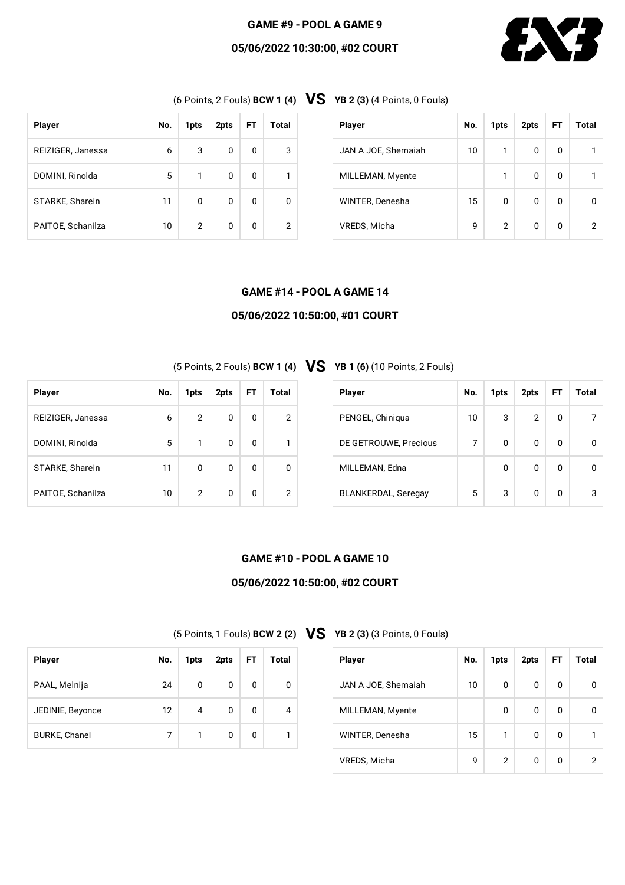## GAME #9 - POOL A GAME 9

### 05/06/2022 10:30:00, #02 COURT

(6 Points, 2 Fouls) **BCW 1 (4)** **VS** **YB 2 (3)** (4 Points, 0 Fouls)

| Player | No. | 1pts | 2pts | FT | Total |
| --- | --- | --- | --- | --- | --- |
| REIZIGER, Janessa | 6 | 3 | 0 | 0 | 3 |
| DOMINI, Rinolda | 5 | 1 | 0 | 0 | 1 |
| STARKE, Sharein | 11 | 0 | 0 | 0 | 0 |
| PAITOE, Schanilza | 10 | 2 | 0 | 0 | 2 |

| Player | No. | 1pts | 2pts | FT | Total |
| --- | --- | --- | --- | --- | --- |
| JAN A JOE, Shemaiah | 10 | 1 | 0 | 0 | 1 |
| MILLEMAN, Myente | | 1 | 0 | 0 | 1 |
| WINTER, Denesha | 15 | 0 | 0 | 0 | 0 |
| VREDS, Micha | 9 | 2 | 0 | 0 | 2 |

## GAME #14 - POOL A GAME 14

### 05/06/2022 10:50:00, #01 COURT

(5 Points, 2 Fouls) **BCW 1 (4)** **VS** **YB 1 (6)** (10 Points, 2 Fouls)

| Player | No. | 1pts | 2pts | FT | Total |
| --- | --- | --- | --- | --- | --- |
| REIZIGER, Janessa | 6 | 2 | 0 | 0 | 2 |
| DOMINI, Rinolda | 5 | 1 | 0 | 0 | 1 |
| STARKE, Sharein | 11 | 0 | 0 | 0 | 0 |
| PAITOE, Schanilza | 10 | 2 | 0 | 0 | 2 |

| Player | No. | 1pts | 2pts | FT | Total |
| --- | --- | --- | --- | --- | --- |
| PENGEL, Chiniqua | 10 | 3 | 2 | 0 | 7 |
| DE GETROUWE, Precious | 7 | 0 | 0 | 0 | 0 |
| MILLEMAN, Edna | | 0 | 0 | 0 | 0 |
| BLANKERDAL, Seregay | 5 | 3 | 0 | 0 | 3 |

## GAME #10 - POOL A GAME 10

### 05/06/2022 10:50:00, #02 COURT

(5 Points, 1 Fouls) **BCW 2 (2)** **VS** **YB 2 (3)** (3 Points, 0 Fouls)

| Player | No. | 1pts | 2pts | FT | Total |
| --- | --- | --- | --- | --- | --- |
| PAAL, Melnija | 24 | 0 | 0 | 0 | 0 |
| JEDINIE, Beyonce | 12 | 4 | 0 | 0 | 4 |
| BURKE, Chanel | 7 | 1 | 0 | 0 | 1 |

| Player | No. | 1pts | 2pts | FT | Total |
| --- | --- | --- | --- | --- | --- |
| JAN A JOE, Shemaiah | 10 | 0 | 0 | 0 | 0 |
| MILLEMAN, Myente | | 0 | 0 | 0 | 0 |
| WINTER, Denesha | 15 | 1 | 0 | 0 | 1 |
| VREDS, Micha | 9 | 2 | 0 | 0 | 2 |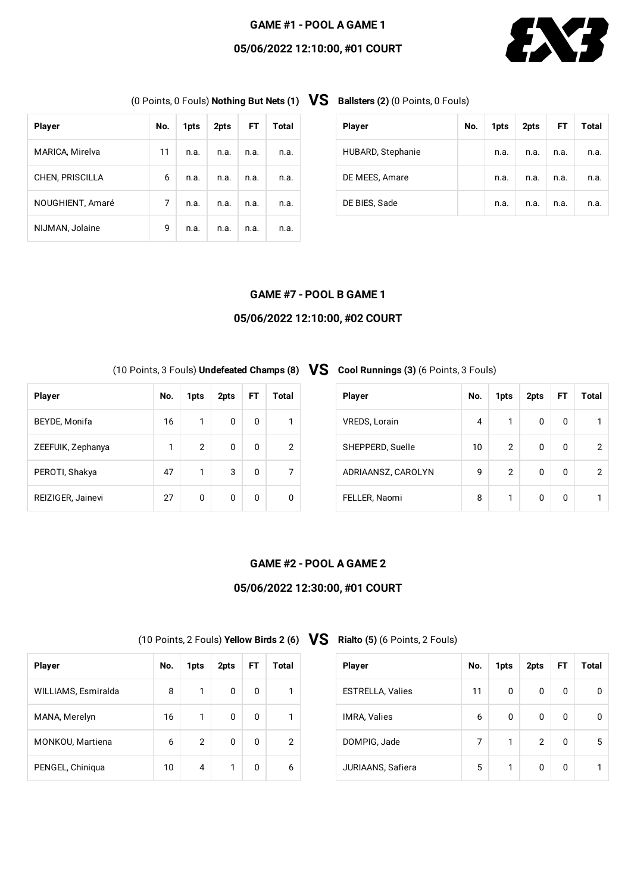## GAME #1 - POOL A GAME 1

## 05/06/2022 12:10:00, #01 COURT

(0 Points, 0 Fouls) **Nothing But Nets (1)** **VS** **Ballsters (2)** (0 Points, 0 Fouls)

| Player | No. | 1pts | 2pts | FT | Total |
|---|---|---|---|---|---|
| MARICA, Mirelva | 11 | n.a. | n.a. | n.a. | n.a. |
| CHEN, PRISCILLA | 6 | n.a. | n.a. | n.a. | n.a. |
| NOUGHIENT, Amaré | 7 | n.a. | n.a. | n.a. | n.a. |
| NIJMAN, Jolaine | 9 | n.a. | n.a. | n.a. | n.a. |

| Player | No. | 1pts | 2pts | FT | Total |
|---|---|---|---|---|---|
| HUBARD, Stephanie | | n.a. | n.a. | n.a. | n.a. |
| DE MEES, Amare | | n.a. | n.a. | n.a. | n.a. |
| DE BIES, Sade | | n.a. | n.a. | n.a. | n.a. |

## GAME #7 - POOL B GAME 1

## 05/06/2022 12:10:00, #02 COURT

(10 Points, 3 Fouls) **Undefeated Champs (8)** **VS** **Cool Runnings (3)** (6 Points, 3 Fouls)

| Player | No. | 1pts | 2pts | FT | Total |
|---|---|---|---|---|---|
| BEYDE, Monifa | 16 | 1 | 0 | 0 | 1 |
| ZEEFUIK, Zephanya | 1 | 2 | 0 | 0 | 2 |
| PEROTI, Shakya | 47 | 1 | 3 | 0 | 7 |
| REIZIGER, Jainevi | 27 | 0 | 0 | 0 | 0 |

| Player | No. | 1pts | 2pts | FT | Total |
|---|---|---|---|---|---|
| VREDS, Lorain | 4 | 1 | 0 | 0 | 1 |
| SHEPPERD, Suelle | 10 | 2 | 0 | 0 | 2 |
| ADRIAANSZ, CAROLYN | 9 | 2 | 0 | 0 | 2 |
| FELLER, Naomi | 8 | 1 | 0 | 0 | 1 |

## GAME #2 - POOL A GAME 2

## 05/06/2022 12:30:00, #01 COURT

(10 Points, 2 Fouls) **Yellow Birds 2 (6)** **VS** **Rialto (5)** (6 Points, 2 Fouls)

| Player | No. | 1pts | 2pts | FT | Total |
|---|---|---|---|---|---|
| WILLIAMS, Esmiralda | 8 | 1 | 0 | 0 | 1 |
| MANA, Merelyn | 16 | 1 | 0 | 0 | 1 |
| MONKOU, Martiena | 6 | 2 | 0 | 0 | 2 |
| PENGEL, Chiniqua | 10 | 4 | 1 | 0 | 6 |

| Player | No. | 1pts | 2pts | FT | Total |
|---|---|---|---|---|---|
| ESTRELLA, Valies | 11 | 0 | 0 | 0 | 0 |
| IMRA, Valies | 6 | 0 | 0 | 0 | 0 |
| DOMPIG, Jade | 7 | 1 | 2 | 0 | 5 |
| JURIAANS, Safiera | 5 | 1 | 0 | 0 | 1 |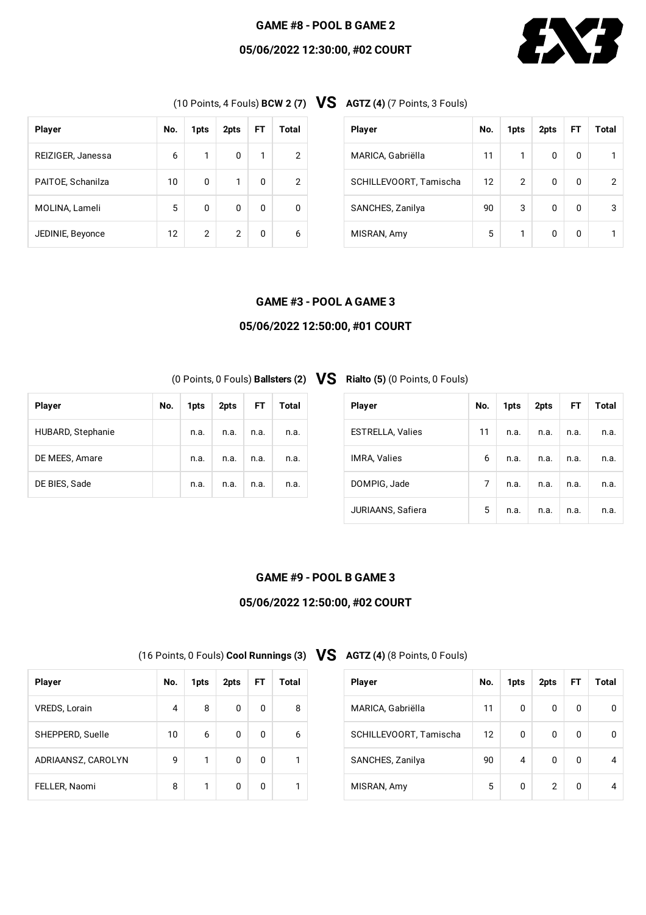## GAME #8 - POOL B GAME 2

## 05/06/2022 12:30:00, #02 COURT

(10 Points, 4 Fouls) **BCW 2 (7)** **VS** **AGTZ (4)** (7 Points, 3 Fouls)

| Player | No. | 1pts | 2pts | FT | Total |
|---|---|---|---|---|---|
| REIZIGER, Janessa | 6 | 1 | 0 | 1 | 2 |
| PAITOE, Schanilza | 10 | 0 | 1 | 0 | 2 |
| MOLINA, Lameli | 5 | 0 | 0 | 0 | 0 |
| JEDINIE, Beyonce | 12 | 2 | 2 | 0 | 6 |

| Player | No. | 1pts | 2pts | FT | Total |
|---|---|---|---|---|---|
| MARICA, Gabriëlla | 11 | 1 | 0 | 0 | 1 |
| SCHILLEVOORT, Tamischa | 12 | 2 | 0 | 0 | 2 |
| SANCHES, Zanilya | 90 | 3 | 0 | 0 | 3 |
| MISRAN, Amy | 5 | 1 | 0 | 0 | 1 |

## GAME #3 - POOL A GAME 3

## 05/06/2022 12:50:00, #01 COURT

(0 Points, 0 Fouls) **Ballsters (2)** **VS** **Rialto (5)** (0 Points, 0 Fouls)

| Player | No. | 1pts | 2pts | FT | Total |
|---|---|---|---|---|---|
| HUBARD, Stephanie | | n.a. | n.a. | n.a. | n.a. |
| DE MEES, Amare | | n.a. | n.a. | n.a. | n.a. |
| DE BIES, Sade | | n.a. | n.a. | n.a. | n.a. |

| Player | No. | 1pts | 2pts | FT | Total |
|---|---|---|---|---|---|
| ESTRELLA, Valies | 11 | n.a. | n.a. | n.a. | n.a. |
| IMRA, Valies | 6 | n.a. | n.a. | n.a. | n.a. |
| DOMPIG, Jade | 7 | n.a. | n.a. | n.a. | n.a. |
| JURIAANS, Safiera | 5 | n.a. | n.a. | n.a. | n.a. |

## GAME #9 - POOL B GAME 3

## 05/06/2022 12:50:00, #02 COURT

(16 Points, 0 Fouls) **Cool Runnings (3)** **VS** **AGTZ (4)** (8 Points, 0 Fouls)

| Player | No. | 1pts | 2pts | FT | Total |
|---|---|---|---|---|---|
| VREDS, Lorain | 4 | 8 | 0 | 0 | 8 |
| SHEPPERD, Suelle | 10 | 6 | 0 | 0 | 6 |
| ADRIAANSZ, CAROLYN | 9 | 1 | 0 | 0 | 1 |
| FELLER, Naomi | 8 | 1 | 0 | 0 | 1 |

| Player | No. | 1pts | 2pts | FT | Total |
|---|---|---|---|---|---|
| MARICA, Gabriëlla | 11 | 0 | 0 | 0 | 0 |
| SCHILLEVOORT, Tamischa | 12 | 0 | 0 | 0 | 0 |
| SANCHES, Zanilya | 90 | 4 | 0 | 0 | 4 |
| MISRAN, Amy | 5 | 0 | 2 | 0 | 4 |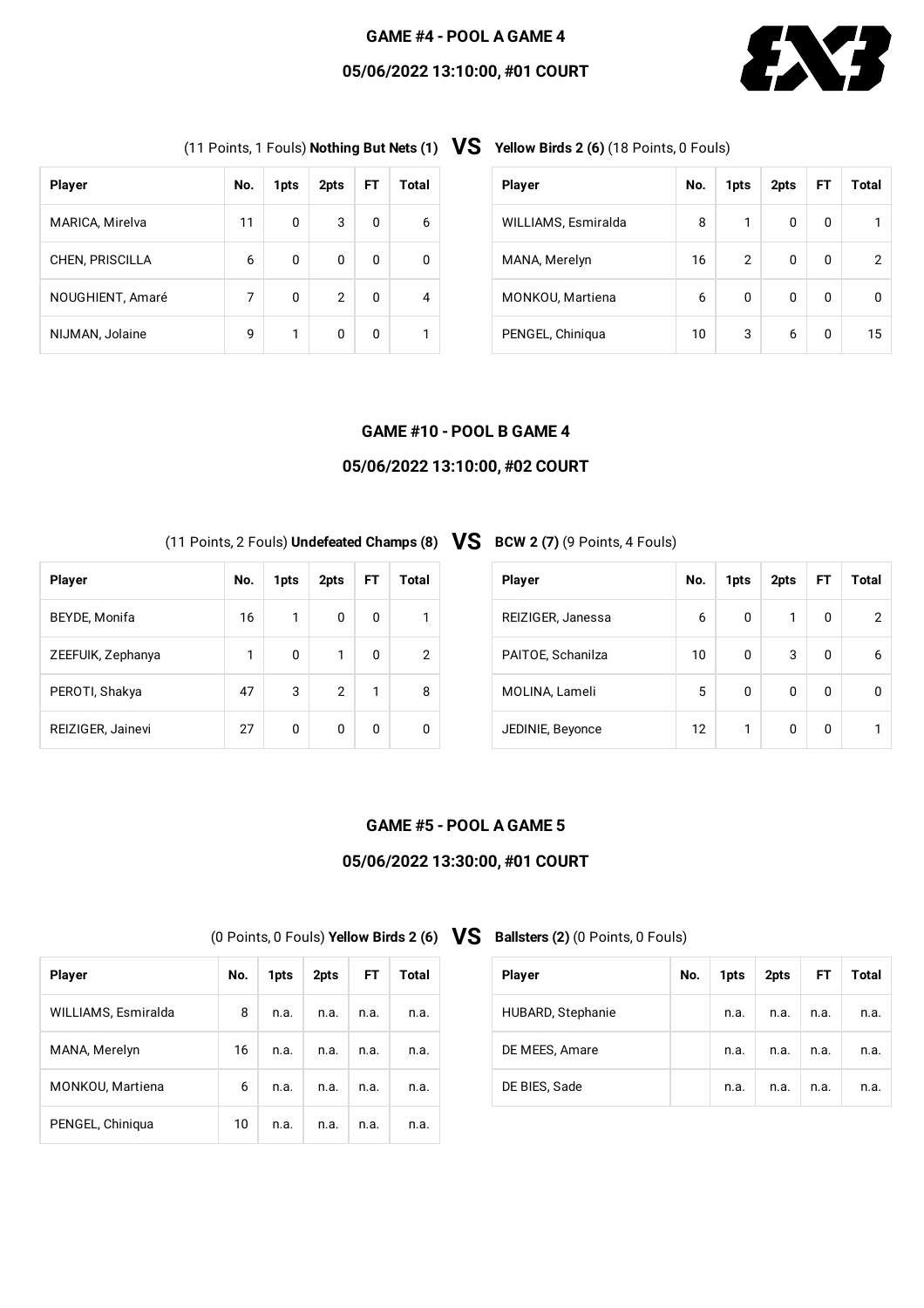## GAME #4 - POOL A GAME 4

## 05/06/2022 13:10:00, #01 COURT

(11 Points, 1 Fouls) **Nothing But Nets (1)** **VS** **Yellow Birds 2 (6)** (18 Points, 0 Fouls)

| Player | No. | 1pts | 2pts | FT | Total |
|---|---|---|---|---|---|
| MARICA, Mirelva | 11 | 0 | 3 | 0 | 6 |
| CHEN, PRISCILLA | 6 | 0 | 0 | 0 | 0 |
| NOUGHIENT, Amaré | 7 | 0 | 2 | 0 | 4 |
| NIJMAN, Jolaine | 9 | 1 | 0 | 0 | 1 |

| Player | No. | 1pts | 2pts | FT | Total |
|---|---|---|---|---|---|
| WILLIAMS, Esmiralda | 8 | 1 | 0 | 0 | 1 |
| MANA, Merelyn | 16 | 2 | 0 | 0 | 2 |
| MONKOU, Martiena | 6 | 0 | 0 | 0 | 0 |
| PENGEL, Chiniqua | 10 | 3 | 6 | 0 | 15 |

## GAME #10 - POOL B GAME 4

## 05/06/2022 13:10:00, #02 COURT

(11 Points, 2 Fouls) **Undefeated Champs (8)** **VS** **BCW 2 (7)** (9 Points, 4 Fouls)

| Player | No. | 1pts | 2pts | FT | Total |
|---|---|---|---|---|---|
| BEYDE, Monifa | 16 | 1 | 0 | 0 | 1 |
| ZEEFUIK, Zephanya | 1 | 0 | 1 | 0 | 2 |
| PEROTI, Shakya | 47 | 3 | 2 | 1 | 8 |
| REIZIGER, Jainevi | 27 | 0 | 0 | 0 | 0 |

| Player | No. | 1pts | 2pts | FT | Total |
|---|---|---|---|---|---|
| REIZIGER, Janessa | 6 | 0 | 1 | 0 | 2 |
| PAITOE, Schanilza | 10 | 0 | 3 | 0 | 6 |
| MOLINA, Lameli | 5 | 0 | 0 | 0 | 0 |
| JEDINIE, Beyonce | 12 | 1 | 0 | 0 | 1 |

## GAME #5 - POOL A GAME 5

## 05/06/2022 13:30:00, #01 COURT

(0 Points, 0 Fouls) **Yellow Birds 2 (6)** **VS** **Ballsters (2)** (0 Points, 0 Fouls)

| Player | No. | 1pts | 2pts | FT | Total |
|---|---|---|---|---|---|
| WILLIAMS, Esmiralda | 8 | n.a. | n.a. | n.a. | n.a. |
| MANA, Merelyn | 16 | n.a. | n.a. | n.a. | n.a. |
| MONKOU, Martiena | 6 | n.a. | n.a. | n.a. | n.a. |
| PENGEL, Chiniqua | 10 | n.a. | n.a. | n.a. | n.a. |

| Player | No. | 1pts | 2pts | FT | Total |
|---|---|---|---|---|---|
| HUBARD, Stephanie | | n.a. | n.a. | n.a. | n.a. |
| DE MEES, Amare | | n.a. | n.a. | n.a. | n.a. |
| DE BIES, Sade | | n.a. | n.a. | n.a. | n.a. |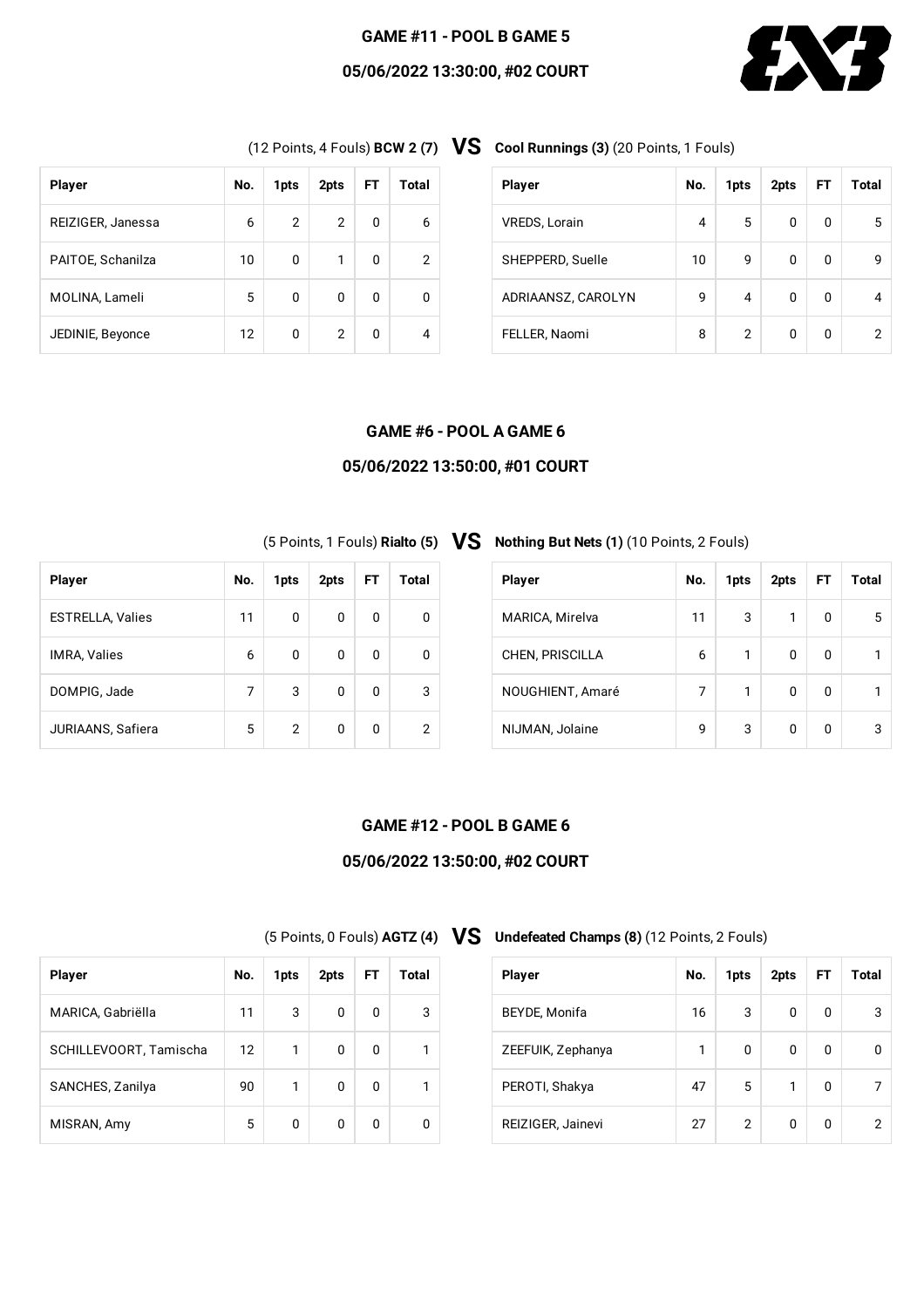## GAME #11 - POOL B GAME 5

### 05/06/2022 13:30:00, #02 COURT

(12 Points, 4 Fouls) **BCW 2 (7)** **VS** **Cool Runnings (3)** (20 Points, 1 Fouls)

| Player | No. | 1pts | 2pts | FT | Total |
|---|---|---|---|---|---|
| REIZIGER, Janessa | 6 | 2 | 2 | 0 | 6 |
| PAITOE, Schanilza | 10 | 0 | 1 | 0 | 2 |
| MOLINA, Lameli | 5 | 0 | 0 | 0 | 0 |
| JEDINIE, Beyonce | 12 | 0 | 2 | 0 | 4 |

| Player | No. | 1pts | 2pts | FT | Total |
|---|---|---|---|---|---|
| VREDS, Lorain | 4 | 5 | 0 | 0 | 5 |
| SHEPPERD, Suelle | 10 | 9 | 0 | 0 | 9 |
| ADRIAANSZ, CAROLYN | 9 | 4 | 0 | 0 | 4 |
| FELLER, Naomi | 8 | 2 | 0 | 0 | 2 |

## GAME #6 - POOL A GAME 6

### 05/06/2022 13:50:00, #01 COURT

(5 Points, 1 Fouls) **Rialto (5)** **VS** **Nothing But Nets (1)** (10 Points, 2 Fouls)

| Player | No. | 1pts | 2pts | FT | Total |
|---|---|---|---|---|---|
| ESTRELLA, Valies | 11 | 0 | 0 | 0 | 0 |
| IMRA, Valies | 6 | 0 | 0 | 0 | 0 |
| DOMPIG, Jade | 7 | 3 | 0 | 0 | 3 |
| JURIAANS, Safiera | 5 | 2 | 0 | 0 | 2 |

| Player | No. | 1pts | 2pts | FT | Total |
|---|---|---|---|---|---|
| MARICA, Mirelva | 11 | 3 | 1 | 0 | 5 |
| CHEN, PRISCILLA | 6 | 1 | 0 | 0 | 1 |
| NOUGHIENT, Amaré | 7 | 1 | 0 | 0 | 1 |
| NIJMAN, Jolaine | 9 | 3 | 0 | 0 | 3 |

## GAME #12 - POOL B GAME 6

### 05/06/2022 13:50:00, #02 COURT

(5 Points, 0 Fouls) **AGTZ (4)** **VS** **Undefeated Champs (8)** (12 Points, 2 Fouls)

| Player | No. | 1pts | 2pts | FT | Total |
|---|---|---|---|---|---|
| MARICA, Gabriëlla | 11 | 3 | 0 | 0 | 3 |
| SCHILLEVOORT, Tamischa | 12 | 1 | 0 | 0 | 1 |
| SANCHES, Zanilya | 90 | 1 | 0 | 0 | 1 |
| MISRAN, Amy | 5 | 0 | 0 | 0 | 0 |

| Player | No. | 1pts | 2pts | FT | Total |
|---|---|---|---|---|---|
| BEYDE, Monifa | 16 | 3 | 0 | 0 | 3 |
| ZEEFUIK, Zephanya | 1 | 0 | 0 | 0 | 0 |
| PEROTI, Shakya | 47 | 5 | 1 | 0 | 7 |
| REIZIGER, Jainevi | 27 | 2 | 0 | 0 | 2 |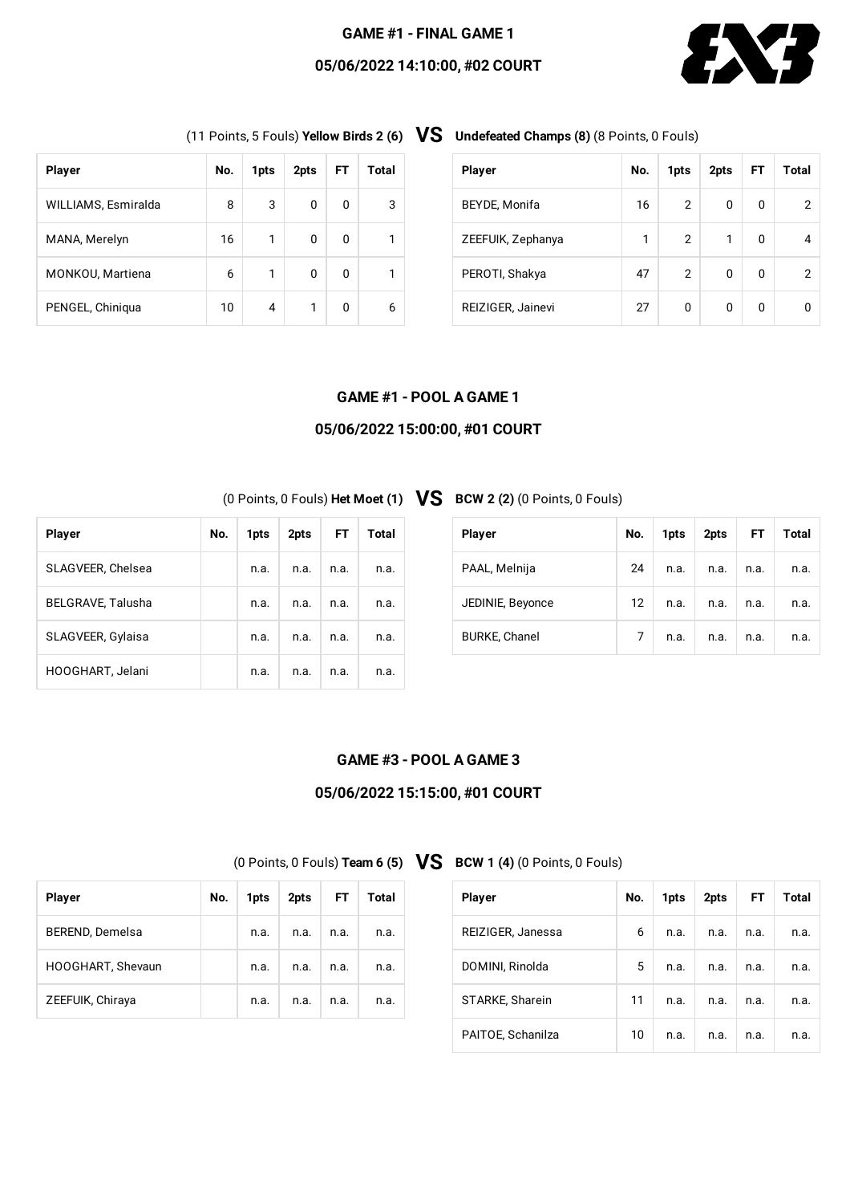## GAME #1 - FINAL GAME 1

### 05/06/2022 14:10:00, #02 COURT

(11 Points, 5 Fouls) **Yellow Birds 2 (6)** **VS** **Undefeated Champs (8)** (8 Points, 0 Fouls)

| Player | No. | 1pts | 2pts | FT | Total |
|---|---|---|---|---|---|
| WILLIAMS, Esmiralda | 8 | 3 | 0 | 0 | 3 |
| MANA, Merelyn | 16 | 1 | 0 | 0 | 1 |
| MONKOU, Martiena | 6 | 1 | 0 | 0 | 1 |
| PENGEL, Chiniqua | 10 | 4 | 1 | 0 | 6 |

| Player | No. | 1pts | 2pts | FT | Total |
|---|---|---|---|---|---|
| BEYDE, Monifa | 16 | 2 | 0 | 0 | 2 |
| ZEEFUIK, Zephanya | 1 | 2 | 1 | 0 | 4 |
| PEROTI, Shakya | 47 | 2 | 0 | 0 | 2 |
| REIZIGER, Jainevi | 27 | 0 | 0 | 0 | 0 |

## GAME #1 - POOL A GAME 1

### 05/06/2022 15:00:00, #01 COURT

(0 Points, 0 Fouls) **Het Moet (1)** **VS** **BCW 2 (2)** (0 Points, 0 Fouls)

| Player | No. | 1pts | 2pts | FT | Total |
|---|---|---|---|---|---|
| SLAGVEER, Chelsea | | n.a. | n.a. | n.a. | n.a. |
| BELGRAVE, Talusha | | n.a. | n.a. | n.a. | n.a. |
| SLAGVEER, Gylaisa | | n.a. | n.a. | n.a. | n.a. |
| HOOGHART, Jelani | | n.a. | n.a. | n.a. | n.a. |

| Player | No. | 1pts | 2pts | FT | Total |
|---|---|---|---|---|---|
| PAAL, Melnija | 24 | n.a. | n.a. | n.a. | n.a. |
| JEDINIE, Beyonce | 12 | n.a. | n.a. | n.a. | n.a. |
| BURKE, Chanel | 7 | n.a. | n.a. | n.a. | n.a. |

## GAME #3 - POOL A GAME 3

### 05/06/2022 15:15:00, #01 COURT

(0 Points, 0 Fouls) **Team 6 (5)** **VS** **BCW 1 (4)** (0 Points, 0 Fouls)

| Player | No. | 1pts | 2pts | FT | Total |
|---|---|---|---|---|---|
| BEREND, Demelsa | | n.a. | n.a. | n.a. | n.a. |
| HOOGHART, Shevaun | | n.a. | n.a. | n.a. | n.a. |
| ZEEFUIK, Chiraya | | n.a. | n.a. | n.a. | n.a. |

| Player | No. | 1pts | 2pts | FT | Total |
|---|---|---|---|---|---|
| REIZIGER, Janessa | 6 | n.a. | n.a. | n.a. | n.a. |
| DOMINI, Rinolda | 5 | n.a. | n.a. | n.a. | n.a. |
| STARKE, Sharein | 11 | n.a. | n.a. | n.a. | n.a. |
| PAITOE, Schanilza | 10 | n.a. | n.a. | n.a. | n.a. |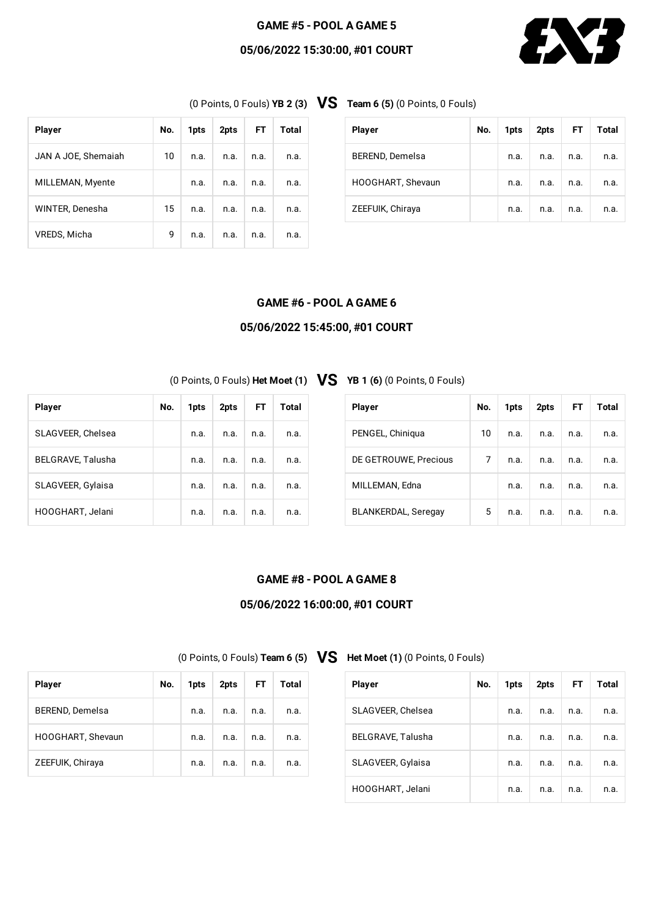## GAME #5 - POOL A GAME 5

### 05/06/2022 15:30:00, #01 COURT

(0 Points, 0 Fouls) **YB 2 (3)** **VS** **Team 6 (5)** (0 Points, 0 Fouls)

| Player | No. | 1pts | 2pts | FT | Total |
|---|---|---|---|---|---|
| JAN A JOE, Shemaiah | 10 | n.a. | n.a. | n.a. | n.a. |
| MILLEMAN, Myente | | n.a. | n.a. | n.a. | n.a. |
| WINTER, Denesha | 15 | n.a. | n.a. | n.a. | n.a. |
| VREDS, Micha | 9 | n.a. | n.a. | n.a. | n.a. |

| Player | No. | 1pts | 2pts | FT | Total |
|---|---|---|---|---|---|
| BEREND, Demelsa | | n.a. | n.a. | n.a. | n.a. |
| HOOGHART, Shevaun | | n.a. | n.a. | n.a. | n.a. |
| ZEEFUIK, Chiraya | | n.a. | n.a. | n.a. | n.a. |

## GAME #6 - POOL A GAME 6

### 05/06/2022 15:45:00, #01 COURT

(0 Points, 0 Fouls) **Het Moet (1)** **VS** **YB 1 (6)** (0 Points, 0 Fouls)

| Player | No. | 1pts | 2pts | FT | Total |
|---|---|---|---|---|---|
| SLAGVEER, Chelsea | | n.a. | n.a. | n.a. | n.a. |
| BELGRAVE, Talusha | | n.a. | n.a. | n.a. | n.a. |
| SLAGVEER, Gylaisa | | n.a. | n.a. | n.a. | n.a. |
| HOOGHART, Jelani | | n.a. | n.a. | n.a. | n.a. |

| Player | No. | 1pts | 2pts | FT | Total |
|---|---|---|---|---|---|
| PENGEL, Chiniqua | 10 | n.a. | n.a. | n.a. | n.a. |
| DE GETROUWE, Precious | 7 | n.a. | n.a. | n.a. | n.a. |
| MILLEMAN, Edna | | n.a. | n.a. | n.a. | n.a. |
| BLANKERDAL, Seregay | 5 | n.a. | n.a. | n.a. | n.a. |

## GAME #8 - POOL A GAME 8

### 05/06/2022 16:00:00, #01 COURT

(0 Points, 0 Fouls) **Team 6 (5)** **VS** **Het Moet (1)** (0 Points, 0 Fouls)

| Player | No. | 1pts | 2pts | FT | Total |
|---|---|---|---|---|---|
| BEREND, Demelsa | | n.a. | n.a. | n.a. | n.a. |
| HOOGHART, Shevaun | | n.a. | n.a. | n.a. | n.a. |
| ZEEFUIK, Chiraya | | n.a. | n.a. | n.a. | n.a. |

| Player | No. | 1pts | 2pts | FT | Total |
|---|---|---|---|---|---|
| SLAGVEER, Chelsea | | n.a. | n.a. | n.a. | n.a. |
| BELGRAVE, Talusha | | n.a. | n.a. | n.a. | n.a. |
| SLAGVEER, Gylaisa | | n.a. | n.a. | n.a. | n.a. |
| HOOGHART, Jelani | | n.a. | n.a. | n.a. | n.a. |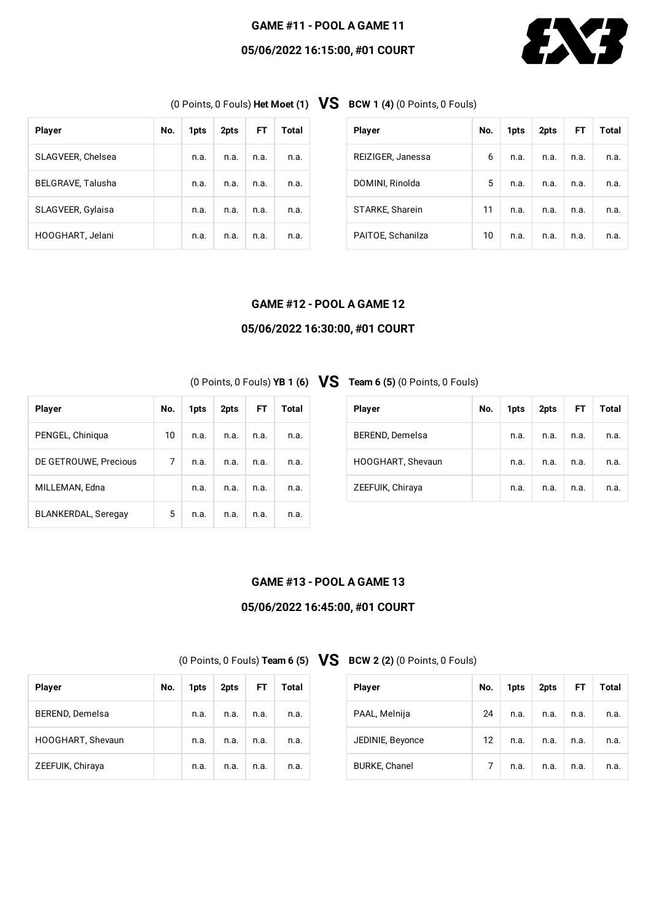## GAME #11 - POOL A GAME 11

### 05/06/2022 16:15:00, #01 COURT

(0 Points, 0 Fouls) **Het Moet (1)** **VS** **BCW 1 (4)** (0 Points, 0 Fouls)

| Player | No. | 1pts | 2pts | FT | Total |
|---|---|---|---|---|---|
| SLAGVEER, Chelsea | | n.a. | n.a. | n.a. | n.a. |
| BELGRAVE, Talusha | | n.a. | n.a. | n.a. | n.a. |
| SLAGVEER, Gylaisa | | n.a. | n.a. | n.a. | n.a. |
| HOOGHART, Jelani | | n.a. | n.a. | n.a. | n.a. |

| Player | No. | 1pts | 2pts | FT | Total |
|---|---|---|---|---|---|
| REIZIGER, Janessa | 6 | n.a. | n.a. | n.a. | n.a. |
| DOMINI, Rinolda | 5 | n.a. | n.a. | n.a. | n.a. |
| STARKE, Sharein | 11 | n.a. | n.a. | n.a. | n.a. |
| PAITOE, Schanilza | 10 | n.a. | n.a. | n.a. | n.a. |

## GAME #12 - POOL A GAME 12

### 05/06/2022 16:30:00, #01 COURT

(0 Points, 0 Fouls) **YB 1 (6)** **VS** **Team 6 (5)** (0 Points, 0 Fouls)

| Player | No. | 1pts | 2pts | FT | Total |
|---|---|---|---|---|---|
| PENGEL, Chiniqua | 10 | n.a. | n.a. | n.a. | n.a. |
| DE GETROUWE, Precious | 7 | n.a. | n.a. | n.a. | n.a. |
| MILLEMAN, Edna | | n.a. | n.a. | n.a. | n.a. |
| BLANKERDAL, Seregay | 5 | n.a. | n.a. | n.a. | n.a. |

| Player | No. | 1pts | 2pts | FT | Total |
|---|---|---|---|---|---|
| BEREND, Demelsa | | n.a. | n.a. | n.a. | n.a. |
| HOOGHART, Shevaun | | n.a. | n.a. | n.a. | n.a. |
| ZEEFUIK, Chiraya | | n.a. | n.a. | n.a. | n.a. |

## GAME #13 - POOL A GAME 13

### 05/06/2022 16:45:00, #01 COURT

(0 Points, 0 Fouls) **Team 6 (5)** **VS** **BCW 2 (2)** (0 Points, 0 Fouls)

| Player | No. | 1pts | 2pts | FT | Total |
|---|---|---|---|---|---|
| BEREND, Demelsa | | n.a. | n.a. | n.a. | n.a. |
| HOOGHART, Shevaun | | n.a. | n.a. | n.a. | n.a. |
| ZEEFUIK, Chiraya | | n.a. | n.a. | n.a. | n.a. |

| Player | No. | 1pts | 2pts | FT | Total |
|---|---|---|---|---|---|
| PAAL, Melnija | 24 | n.a. | n.a. | n.a. | n.a. |
| JEDINIE, Beyonce | 12 | n.a. | n.a. | n.a. | n.a. |
| BURKE, Chanel | 7 | n.a. | n.a. | n.a. | n.a. |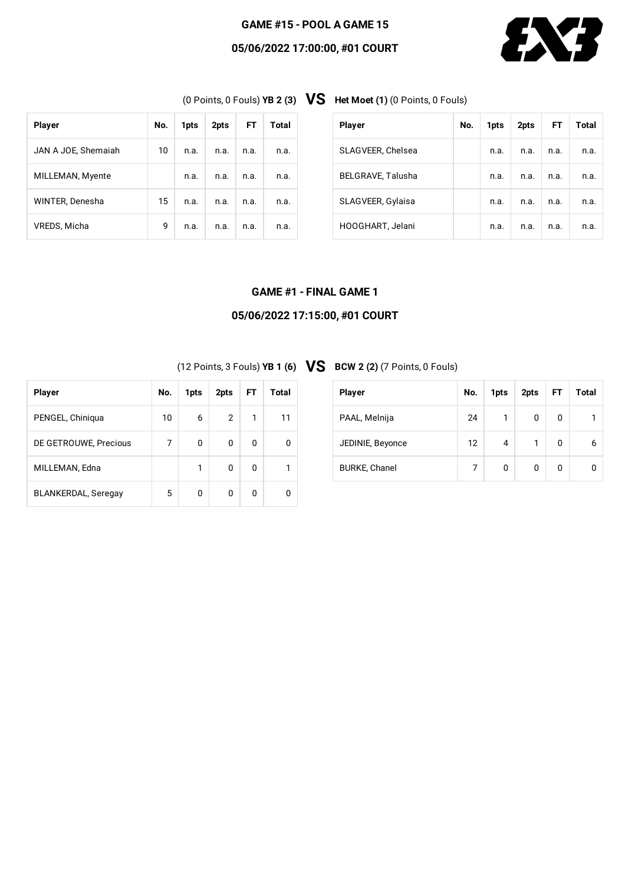**GAME #15 - POOL A GAME 15**

**05/06/2022 17:00:00, #01 COURT**

(0 Points, 0 Fouls) **YB 2 (3)** **VS** **Het Moet (1)** (0 Points, 0 Fouls)

| Player | No. | 1pts | 2pts | FT | Total |
|---|---|---|---|---|---|
| JAN A JOE, Shemaiah | 10 | n.a. | n.a. | n.a. | n.a. |
| MILLEMAN, Myente | | n.a. | n.a. | n.a. | n.a. |
| WINTER, Denesha | 15 | n.a. | n.a. | n.a. | n.a. |
| VREDS, Micha | 9 | n.a. | n.a. | n.a. | n.a. |

| Player | No. | 1pts | 2pts | FT | Total |
|---|---|---|---|---|---|
| SLAGVEER, Chelsea | | n.a. | n.a. | n.a. | n.a. |
| BELGRAVE, Talusha | | n.a. | n.a. | n.a. | n.a. |
| SLAGVEER, Gylaisa | | n.a. | n.a. | n.a. | n.a. |
| HOOGHART, Jelani | | n.a. | n.a. | n.a. | n.a. |

**GAME #1 - FINAL GAME 1**

**05/06/2022 17:15:00, #01 COURT**

(12 Points, 3 Fouls) **YB 1 (6)** **VS** **BCW 2 (2)** (7 Points, 0 Fouls)

| Player | No. | 1pts | 2pts | FT | Total |
|---|---|---|---|---|---|
| PENGEL, Chiniqua | 10 | 6 | 2 | 1 | 11 |
| DE GETROUWE, Precious | 7 | 0 | 0 | 0 | 0 |
| MILLEMAN, Edna | | 1 | 0 | 0 | 1 |
| BLANKERDAL, Seregay | 5 | 0 | 0 | 0 | 0 |

| Player | No. | 1pts | 2pts | FT | Total |
|---|---|---|---|---|---|
| PAAL, Melnija | 24 | 1 | 0 | 0 | 1 |
| JEDINIE, Beyonce | 12 | 4 | 1 | 0 | 6 |
| BURKE, Chanel | 7 | 0 | 0 | 0 | 0 |